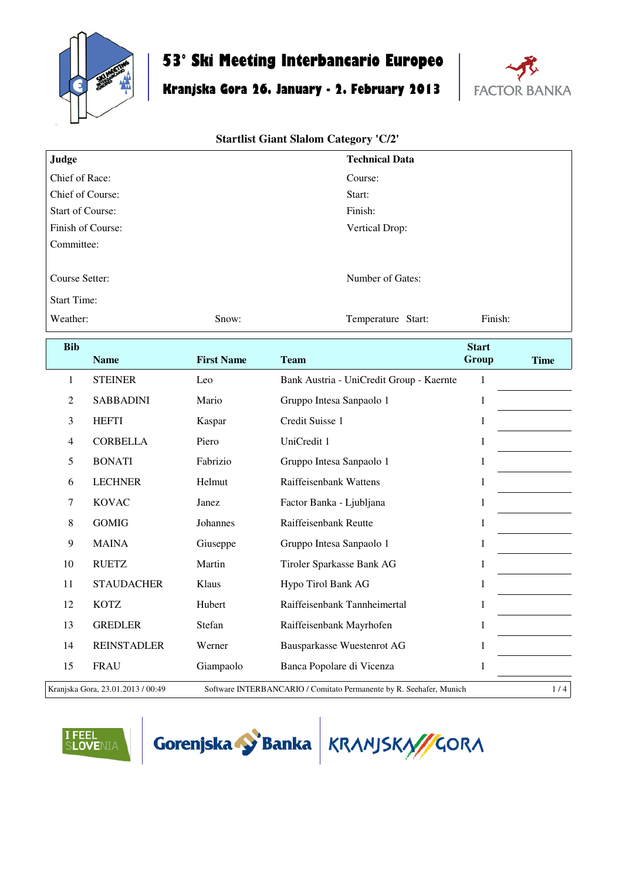# 53° Ski Meeting Interbancario Europeo

## Kranjska Gora 26. January - 2. February 2013

### Startlist Giant Slalom Category 'C/2'

| **Judge** | | **Technical Data** | |
|---|---|---|---|
| Chief of Race: | | Course: | |
| Chief of Course: | | Start: | |
| Start of Course: | | Finish: | |
| Finish of Course: | | Vertical Drop: | |
| Committee: | | | |
| Course Setter: | | Number of Gates: | |
| Start Time: | | | |
| Weather: | Snow: | Temperature Start: | Finish: |

| Bib | Name | First Name | Team | Start Group | Time |
|---|---|---|---|---|---|
| 1 | STEINER | Leo | Bank Austria - UniCredit Group - Kaernte | 1 | |
| 2 | SABBADINI | Mario | Gruppo Intesa Sanpaolo 1 | 1 | |
| 3 | HEFTI | Kaspar | Credit Suisse 1 | 1 | |
| 4 | CORBELLA | Piero | UniCredit 1 | 1 | |
| 5 | BONATI | Fabrizio | Gruppo Intesa Sanpaolo 1 | 1 | |
| 6 | LECHNER | Helmut | Raiffeisenbank Wattens | 1 | |
| 7 | KOVAC | Janez | Factor Banka - Ljubljana | 1 | |
| 8 | GOMIG | Johannes | Raiffeisenbank Reutte | 1 | |
| 9 | MAINA | Giuseppe | Gruppo Intesa Sanpaolo 1 | 1 | |
| 10 | RUETZ | Martin | Tiroler Sparkasse Bank AG | 1 | |
| 11 | STAUDACHER | Klaus | Hypo Tirol Bank AG | 1 | |
| 12 | KOTZ | Hubert | Raiffeisenbank Tannheimertal | 1 | |
| 13 | GREDLER | Stefan | Raiffeisenbank Mayrhofen | 1 | |
| 14 | REINSTADLER | Werner | Bausparkasse Wuestenrot AG | 1 | |
| 15 | FRAU | Giampaolo | Banca Popolare di Vicenza | 1 | |

Kranjska Gora, 23.01.2013 / 00:49 — Software INTERBANCARIO / Comitato Permanente by R. Seehafer, Munich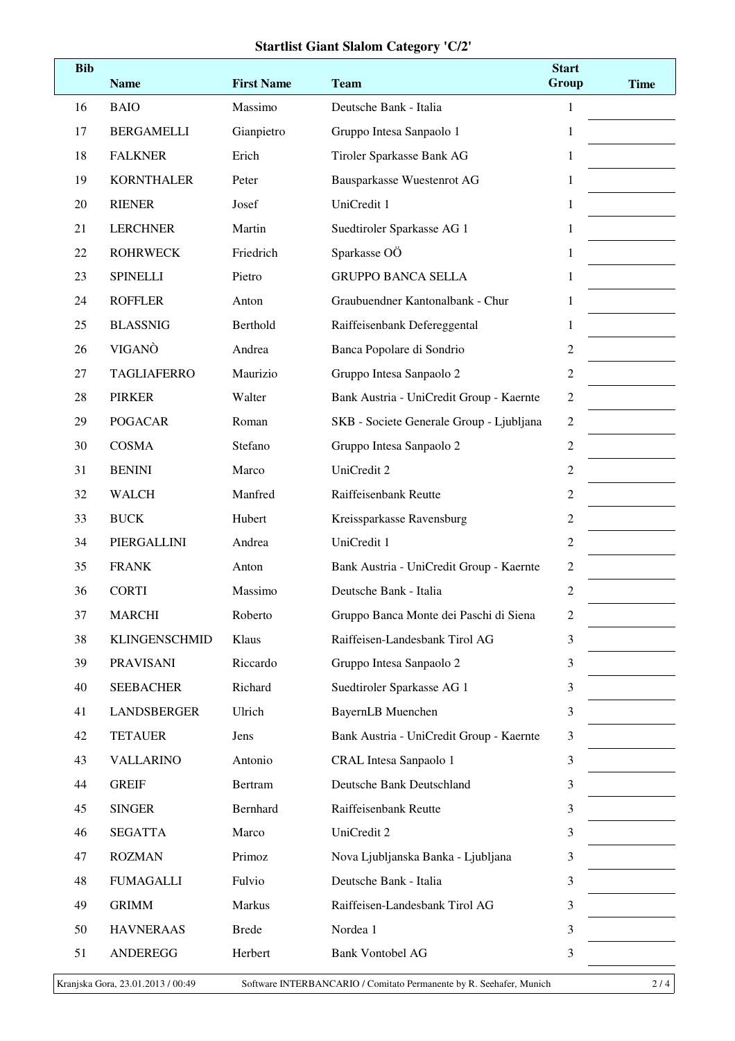## Startlist Giant Slalom Category 'C/2'

| Bib | Name | First Name | Team | Start Group | Time |
|---|---|---|---|---|---|
| 16 | BAIO | Massimo | Deutsche Bank - Italia | 1 | |
| 17 | BERGAMELLI | Gianpietro | Gruppo Intesa Sanpaolo 1 | 1 | |
| 18 | FALKNER | Erich | Tiroler Sparkasse Bank AG | 1 | |
| 19 | KORNTHALER | Peter | Bausparkasse Wuestenrot AG | 1 | |
| 20 | RIENER | Josef | UniCredit 1 | 1 | |
| 21 | LERCHNER | Martin | Suedtiroler Sparkasse AG 1 | 1 | |
| 22 | ROHRWECK | Friedrich | Sparkasse OÖ | 1 | |
| 23 | SPINELLI | Pietro | GRUPPO BANCA SELLA | 1 | |
| 24 | ROFFLER | Anton | Graubuendner Kantonalbank - Chur | 1 | |
| 25 | BLASSNIG | Berthold | Raiffeisenbank Defereggental | 1 | |
| 26 | VIGANÒ | Andrea | Banca Popolare di Sondrio | 2 | |
| 27 | TAGLIAFERRO | Maurizio | Gruppo Intesa Sanpaolo 2 | 2 | |
| 28 | PIRKER | Walter | Bank Austria - UniCredit Group - Kaernte | 2 | |
| 29 | POGACAR | Roman | SKB - Societe Generale Group - Ljubljana | 2 | |
| 30 | COSMA | Stefano | Gruppo Intesa Sanpaolo 2 | 2 | |
| 31 | BENINI | Marco | UniCredit 2 | 2 | |
| 32 | WALCH | Manfred | Raiffeisenbank Reutte | 2 | |
| 33 | BUCK | Hubert | Kreissparkasse Ravensburg | 2 | |
| 34 | PIERGALLINI | Andrea | UniCredit 1 | 2 | |
| 35 | FRANK | Anton | Bank Austria - UniCredit Group - Kaernte | 2 | |
| 36 | CORTI | Massimo | Deutsche Bank - Italia | 2 | |
| 37 | MARCHI | Roberto | Gruppo Banca Monte dei Paschi di Siena | 2 | |
| 38 | KLINGENSCHMID | Klaus | Raiffeisen-Landesbank Tirol AG | 3 | |
| 39 | PRAVISANI | Riccardo | Gruppo Intesa Sanpaolo 2 | 3 | |
| 40 | SEEBACHER | Richard | Suedtiroler Sparkasse AG 1 | 3 | |
| 41 | LANDSBERGER | Ulrich | BayernLB Muenchen | 3 | |
| 42 | TETAUER | Jens | Bank Austria - UniCredit Group - Kaernte | 3 | |
| 43 | VALLARINO | Antonio | CRAL Intesa Sanpaolo 1 | 3 | |
| 44 | GREIF | Bertram | Deutsche Bank Deutschland | 3 | |
| 45 | SINGER | Bernhard | Raiffeisenbank Reutte | 3 | |
| 46 | SEGATTA | Marco | UniCredit 2 | 3 | |
| 47 | ROZMAN | Primoz | Nova Ljubljanska Banka - Ljubljana | 3 | |
| 48 | FUMAGALLI | Fulvio | Deutsche Bank - Italia | 3 | |
| 49 | GRIMM | Markus | Raiffeisen-Landesbank Tirol AG | 3 | |
| 50 | HAVNERAAS | Brede | Nordea 1 | 3 | |
| 51 | ANDEREGG | Herbert | Bank Vontobel AG | 3 | |

Kranjska Gora, 23.01.2013 / 00:49 Software INTERBANCARIO / Comitato Permanente by R. Seehafer, Munich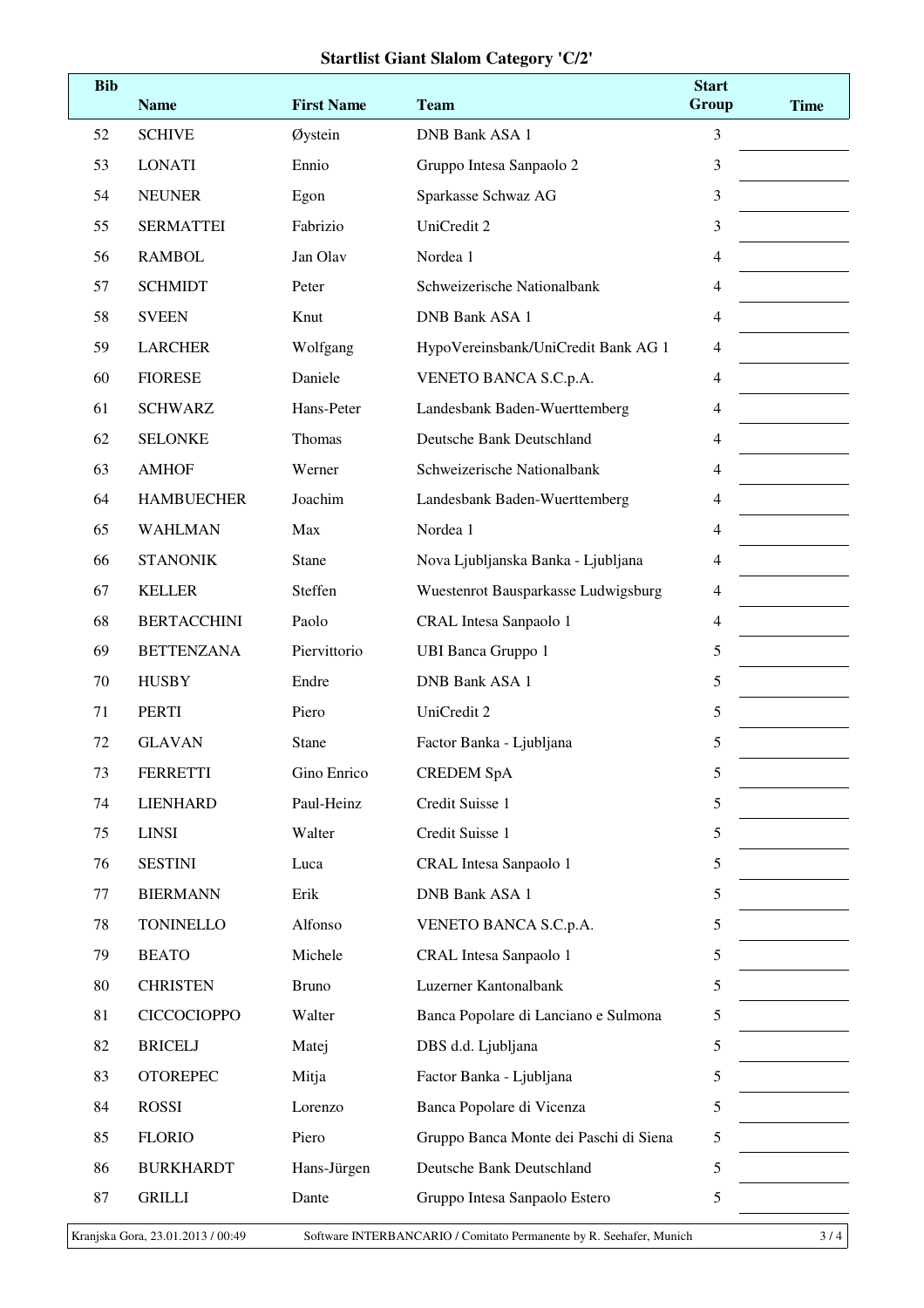# Startlist Giant Slalom Category 'C/2'

| Bib | Name | First Name | Team | Start Group | Time |
|---|---|---|---|---|---|
| 52 | SCHIVE | Øystein | DNB Bank ASA 1 | 3 | |
| 53 | LONATI | Ennio | Gruppo Intesa Sanpaolo 2 | 3 | |
| 54 | NEUNER | Egon | Sparkasse Schwaz AG | 3 | |
| 55 | SERMATTEI | Fabrizio | UniCredit 2 | 3 | |
| 56 | RAMBOL | Jan Olav | Nordea 1 | 4 | |
| 57 | SCHMIDT | Peter | Schweizerische Nationalbank | 4 | |
| 58 | SVEEN | Knut | DNB Bank ASA 1 | 4 | |
| 59 | LARCHER | Wolfgang | HypoVereinsbank/UniCredit Bank AG 1 | 4 | |
| 60 | FIORESE | Daniele | VENETO BANCA S.C.p.A. | 4 | |
| 61 | SCHWARZ | Hans-Peter | Landesbank Baden-Wuerttemberg | 4 | |
| 62 | SELONKE | Thomas | Deutsche Bank Deutschland | 4 | |
| 63 | AMHOF | Werner | Schweizerische Nationalbank | 4 | |
| 64 | HAMBUECHER | Joachim | Landesbank Baden-Wuerttemberg | 4 | |
| 65 | WAHLMAN | Max | Nordea 1 | 4 | |
| 66 | STANONIK | Stane | Nova Ljubljanska Banka - Ljubljana | 4 | |
| 67 | KELLER | Steffen | Wuestenrot Bausparkasse Ludwigsburg | 4 | |
| 68 | BERTACCHINI | Paolo | CRAL Intesa Sanpaolo 1 | 4 | |
| 69 | BETTENZANA | Piervittorio | UBI Banca Gruppo 1 | 5 | |
| 70 | HUSBY | Endre | DNB Bank ASA 1 | 5 | |
| 71 | PERTI | Piero | UniCredit 2 | 5 | |
| 72 | GLAVAN | Stane | Factor Banka - Ljubljana | 5 | |
| 73 | FERRETTI | Gino Enrico | CREDEM SpA | 5 | |
| 74 | LIENHARD | Paul-Heinz | Credit Suisse 1 | 5 | |
| 75 | LINSI | Walter | Credit Suisse 1 | 5 | |
| 76 | SESTINI | Luca | CRAL Intesa Sanpaolo 1 | 5 | |
| 77 | BIERMANN | Erik | DNB Bank ASA 1 | 5 | |
| 78 | TONINELLO | Alfonso | VENETO BANCA S.C.p.A. | 5 | |
| 79 | BEATO | Michele | CRAL Intesa Sanpaolo 1 | 5 | |
| 80 | CHRISTEN | Bruno | Luzerner Kantonalbank | 5 | |
| 81 | CICCOCIOPPO | Walter | Banca Popolare di Lanciano e Sulmona | 5 | |
| 82 | BRICELJ | Matej | DBS d.d. Ljubljana | 5 | |
| 83 | OTOREPEC | Mitja | Factor Banka - Ljubljana | 5 | |
| 84 | ROSSI | Lorenzo | Banca Popolare di Vicenza | 5 | |
| 85 | FLORIO | Piero | Gruppo Banca Monte dei Paschi di Siena | 5 | |
| 86 | BURKHARDT | Hans-Jürgen | Deutsche Bank Deutschland | 5 | |
| 87 | GRILLI | Dante | Gruppo Intesa Sanpaolo Estero | 5 | |

Kranjska Gora, 23.01.2013 / 00:49 — Software INTERBANCARIO / Comitato Permanente by R. Seehafer, Munich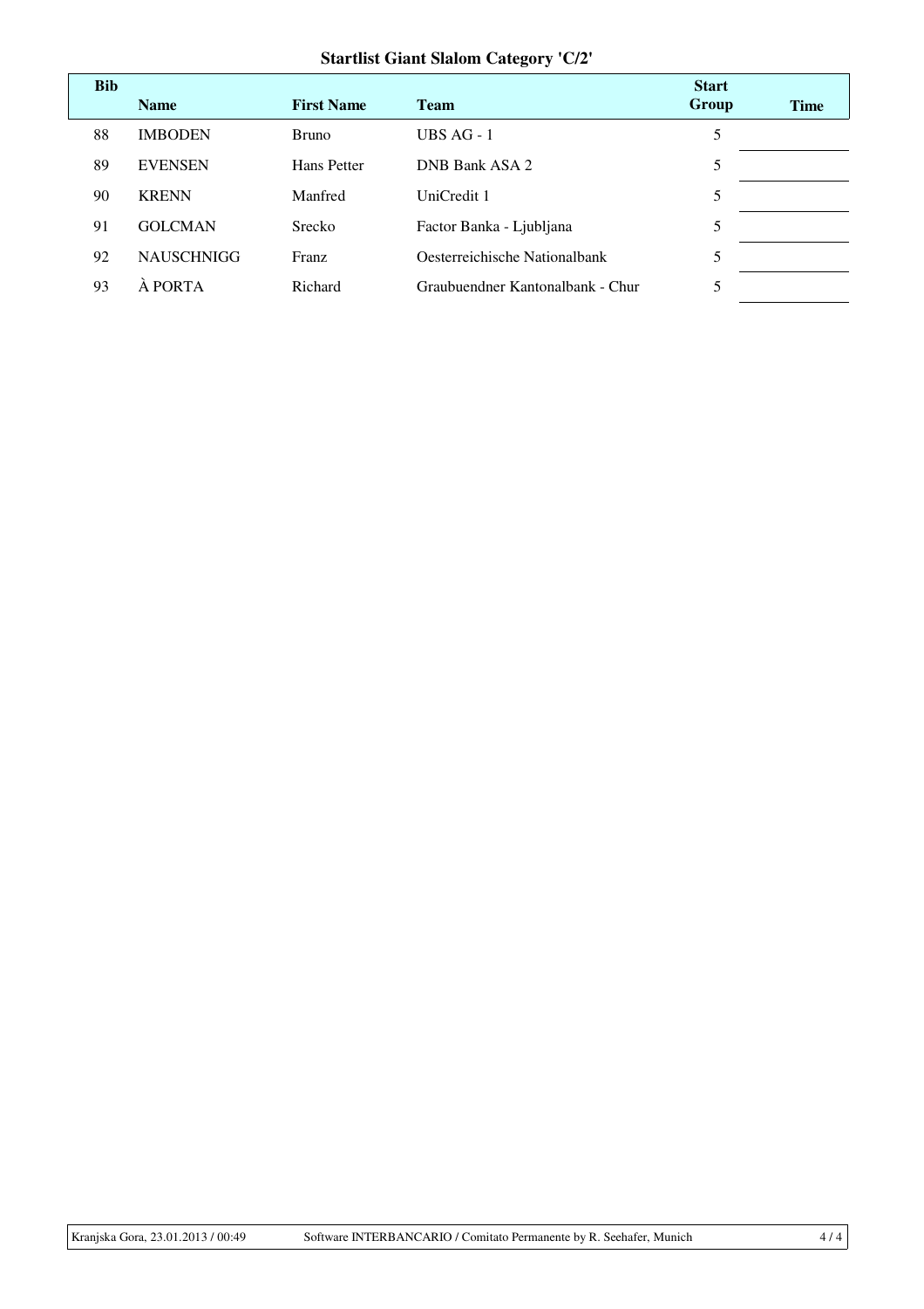**Startlist Giant Slalom Category 'C/2'**

| Bib | Name | First Name | Team | Start Group | Time |
| --- | --- | --- | --- | --- | --- |
| 88 | IMBODEN | Bruno | UBS AG - 1 | 5 | |
| 89 | EVENSEN | Hans Petter | DNB Bank ASA 2 | 5 | |
| 90 | KRENN | Manfred | UniCredit 1 | 5 | |
| 91 | GOLCMAN | Srecko | Factor Banka - Ljubljana | 5 | |
| 92 | NAUSCHNIGG | Franz | Oesterreichische Nationalbank | 5 | |
| 93 | À PORTA | Richard | Graubuendner Kantonalbank - Chur | 5 | |

Kranjska Gora, 23.01.2013 / 00:49 Software INTERBANCARIO / Comitato Permanente by R. Seehafer, Munich